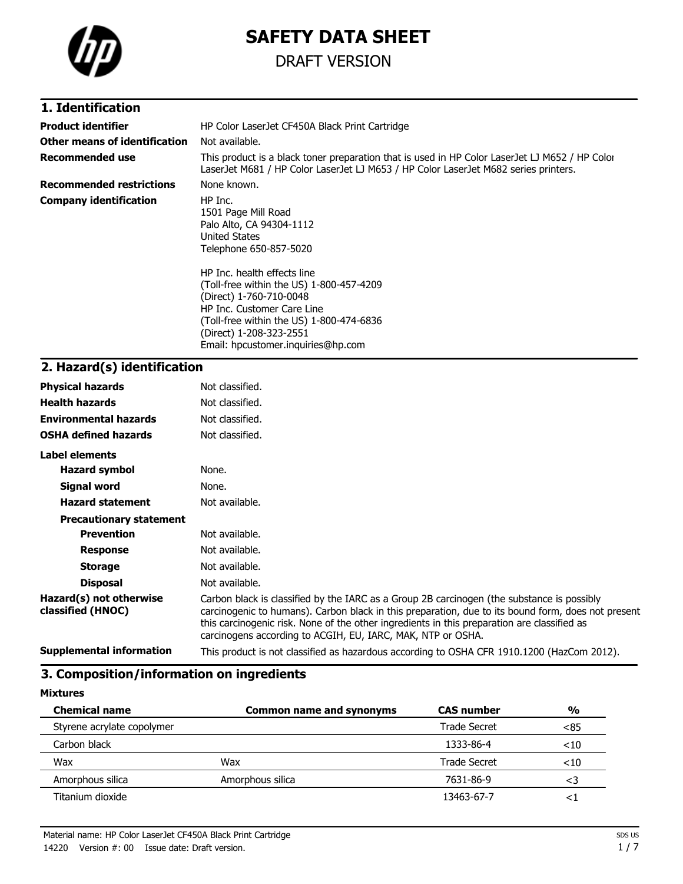# SAFETY DATA SHEET

DRAFT VERSION

## 1. Identification

**Product identifier** HP Color LaserJet CF450A Black Print Cartridge

**Other means of identification** Not available.

**Recommended use** This product is a black toner preparation that is used in HP Color LaserJet LJ M652 / HP Color LaserJet M681 / HP Color LaserJet LJ M653 / HP Color LaserJet M682 series printers.

**Recommended restrictions** None known.

**Company identification** HP Inc.
1501 Page Mill Road
Palo Alto, CA 94304-1112
United States
Telephone 650-857-5020

HP Inc. health effects line
(Toll-free within the US) 1-800-457-4209
(Direct) 1-760-710-0048
HP Inc. Customer Care Line
(Toll-free within the US) 1-800-474-6836
(Direct) 1-208-323-2551
Email: hpcustomer.inquiries@hp.com

## 2. Hazard(s) identification

**Physical hazards** Not classified.

**Health hazards** Not classified.

**Environmental hazards** Not classified.

**OSHA defined hazards** Not classified.

**Label elements**

**Hazard symbol** None.

**Signal word** None.

**Hazard statement** Not available.

**Precautionary statement**

**Prevention** Not available.

**Response** Not available.

**Storage** Not available.

**Disposal** Not available.

**Hazard(s) not otherwise classified (HNOC)** Carbon black is classified by the IARC as a Group 2B carcinogen (the substance is possibly carcinogenic to humans). Carbon black in this preparation, due to its bound form, does not present this carcinogenic risk. None of the other ingredients in this preparation are classified as carcinogens according to ACGIH, EU, IARC, MAK, NTP or OSHA.

**Supplemental information** This product is not classified as hazardous according to OSHA CFR 1910.1200 (HazCom 2012).

## 3. Composition/information on ingredients

**Mixtures**

| Chemical name | Common name and synonyms | CAS number | % |
|---|---|---|---|
| Styrene acrylate copolymer | | Trade Secret | <85 |
| Carbon black | | 1333-86-4 | <10 |
| Wax | Wax | Trade Secret | <10 |
| Amorphous silica | Amorphous silica | 7631-86-9 | <3 |
| Titanium dioxide | | 13463-67-7 | <1 |

Material name: HP Color LaserJet CF450A Black Print Cartridge
14220 Version #: 00 Issue date: Draft version.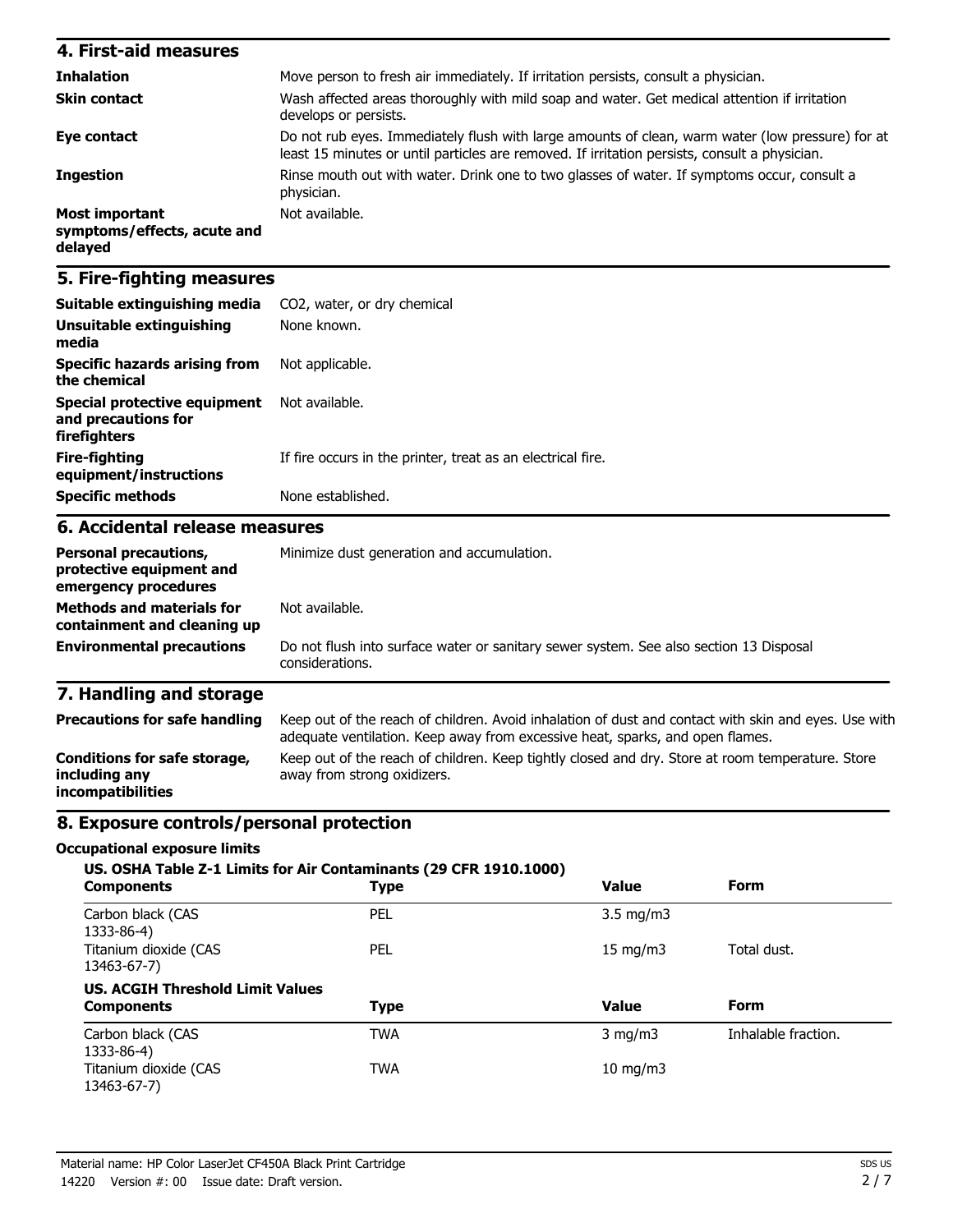## 4. First-aid measures

| | |
|---|---|
| **Inhalation** | Move person to fresh air immediately. If irritation persists, consult a physician. |
| **Skin contact** | Wash affected areas thoroughly with mild soap and water. Get medical attention if irritation develops or persists. |
| **Eye contact** | Do not rub eyes. Immediately flush with large amounts of clean, warm water (low pressure) for at least 15 minutes or until particles are removed. If irritation persists, consult a physician. |
| **Ingestion** | Rinse mouth out with water. Drink one to two glasses of water. If symptoms occur, consult a physician. |
| **Most important symptoms/effects, acute and delayed** | Not available. |

## 5. Fire-fighting measures

| | |
|---|---|
| **Suitable extinguishing media** | $CO_2$, water, or dry chemical |
| **Unsuitable extinguishing media** | None known. |
| **Specific hazards arising from the chemical** | Not applicable. |
| **Special protective equipment and precautions for firefighters** | Not available. |
| **Fire-fighting equipment/instructions** | If fire occurs in the printer, treat as an electrical fire. |
| **Specific methods** | None established. |

## 6. Accidental release measures

| | |
|---|---|
| **Personal precautions, protective equipment and emergency procedures** | Minimize dust generation and accumulation. |
| **Methods and materials for containment and cleaning up** | Not available. |
| **Environmental precautions** | Do not flush into surface water or sanitary sewer system. See also section 13 Disposal considerations. |

## 7. Handling and storage

| | |
|---|---|
| **Precautions for safe handling** | Keep out of the reach of children. Avoid inhalation of dust and contact with skin and eyes. Use with adequate ventilation. Keep away from excessive heat, sparks, and open flames. |
| **Conditions for safe storage, including any incompatibilities** | Keep out of the reach of children. Keep tightly closed and dry. Store at room temperature. Store away from strong oxidizers. |

## 8. Exposure controls/personal protection

### Occupational exposure limits

**US. OSHA Table Z-1 Limits for Air Contaminants (29 CFR 1910.1000)**

| Components | Type | Value | Form |
|---|---|---|---|
| Carbon black (CAS 1333-86-4) | PEL | 3.5 mg/m3 | |
| Titanium dioxide (CAS 13463-67-7) | PEL | 15 mg/m3 | Total dust. |

**US. ACGIH Threshold Limit Values**

| Components | Type | Value | Form |
|---|---|---|---|
| Carbon black (CAS 1333-86-4) | TWA | 3 mg/m3 | Inhalable fraction. |
| Titanium dioxide (CAS 13463-67-7) | TWA | 10 mg/m3 | |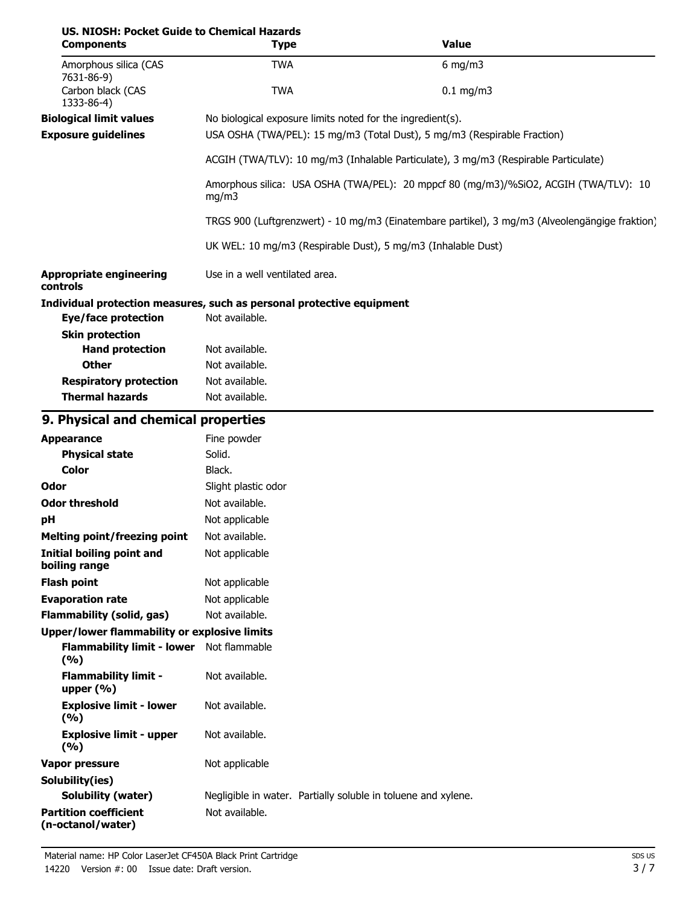**US. NIOSH: Pocket Guide to Chemical Hazards**

| Components | Type | Value |
|---|---|---|
| Amorphous silica (CAS 7631-86-9) | TWA | 6 mg/m3 |
| Carbon black (CAS 1333-86-4) | TWA | 0.1 mg/m3 |

**Biological limit values** No biological exposure limits noted for the ingredient(s).

**Exposure guidelines** USA OSHA (TWA/PEL): 15 mg/m3 (Total Dust), 5 mg/m3 (Respirable Fraction)

ACGIH (TWA/TLV): 10 mg/m3 (Inhalable Particulate), 3 mg/m3 (Respirable Particulate)

Amorphous silica: USA OSHA (TWA/PEL): 20 mppcf 80 (mg/m3)/%SiO2, ACGIH (TWA/TLV): 10 mg/m3

TRGS 900 (Luftgrenzwert) - 10 mg/m3 (Einatembare partikel), 3 mg/m3 (Alveolengängige fraktion)

UK WEL: 10 mg/m3 (Respirable Dust), 5 mg/m3 (Inhalable Dust)

**Appropriate engineering controls** Use in a well ventilated area.

**Individual protection measures, such as personal protective equipment**

**Eye/face protection** Not available.

**Skin protection**

**Hand protection** Not available.

**Other** Not available.

**Respiratory protection** Not available.

**Thermal hazards** Not available.

## 9. Physical and chemical properties

| Property | Value |
|---|---|
| **Appearance** | Fine powder |
| **Physical state** | Solid. |
| **Color** | Black. |
| **Odor** | Slight plastic odor |
| **Odor threshold** | Not available. |
| **pH** | Not applicable |
| **Melting point/freezing point** | Not available. |
| **Initial boiling point and boiling range** | Not applicable |
| **Flash point** | Not applicable |
| **Evaporation rate** | Not applicable |
| **Flammability (solid, gas)** | Not available. |
| **Upper/lower flammability or explosive limits** | |
| **Flammability limit - lower (%)** | Not flammable |
| **Flammability limit - upper (%)** | Not available. |
| **Explosive limit - lower (%)** | Not available. |
| **Explosive limit - upper (%)** | Not available. |
| **Vapor pressure** | Not applicable |
| **Solubility(ies)** | |
| **Solubility (water)** | Negligible in water. Partially soluble in toluene and xylene. |
| **Partition coefficient (n-octanol/water)** | Not available. |

Material name: HP Color LaserJet CF450A Black Print Cartridge
14220 Version #: 00 Issue date: Draft version.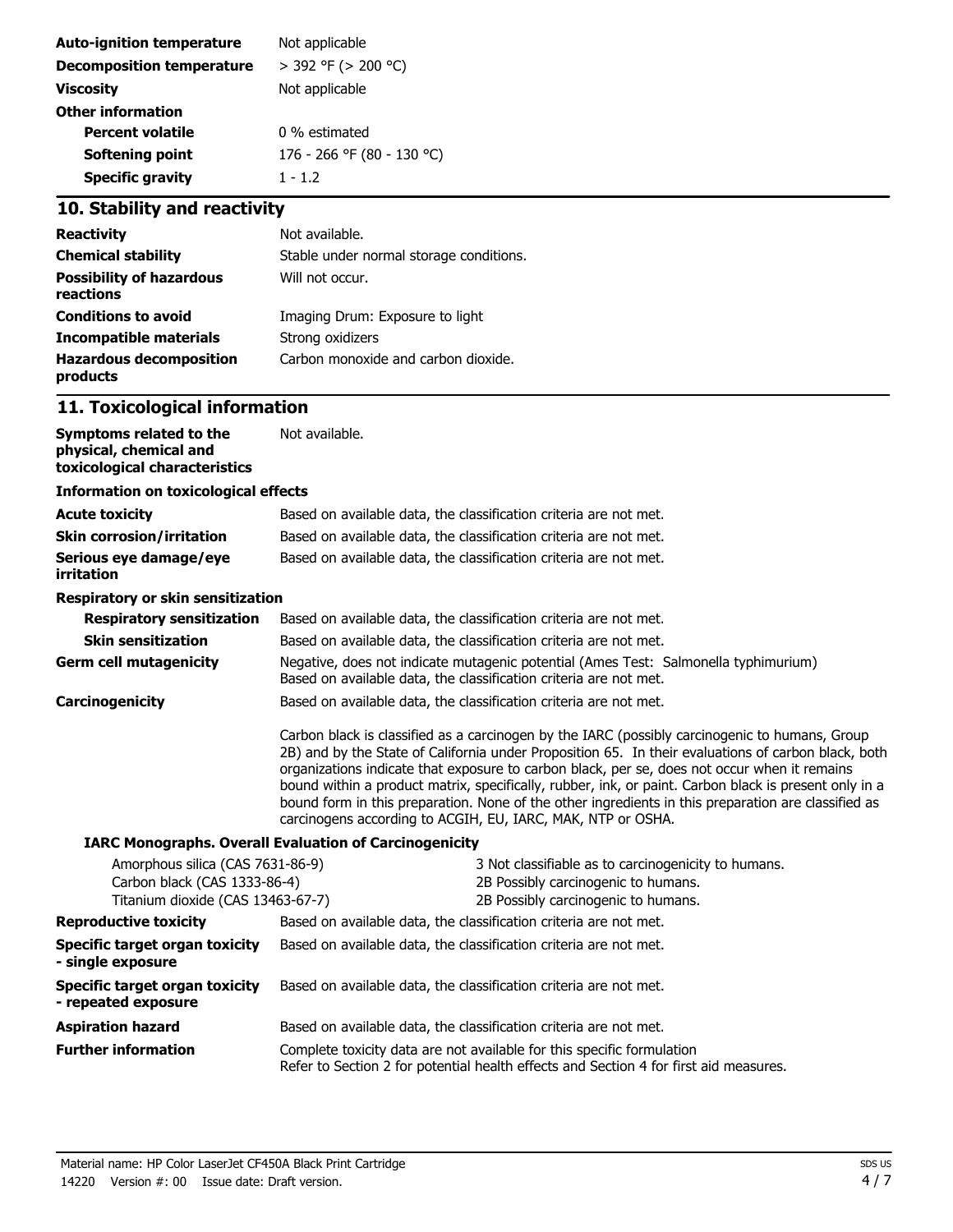| | |
|---|---|
| **Auto-ignition temperature** | Not applicable |
| **Decomposition temperature** | > 392 °F (> 200 °C) |
| **Viscosity** | Not applicable |
| **Other information** | |
| **Percent volatile** | 0 % estimated |
| **Softening point** | 176 - 266 °F (80 - 130 °C) |
| **Specific gravity** | 1 - 1.2 |

## 10. Stability and reactivity

| | |
|---|---|
| **Reactivity** | Not available. |
| **Chemical stability** | Stable under normal storage conditions. |
| **Possibility of hazardous reactions** | Will not occur. |
| **Conditions to avoid** | Imaging Drum: Exposure to light |
| **Incompatible materials** | Strong oxidizers |
| **Hazardous decomposition products** | Carbon monoxide and carbon dioxide. |

## 11. Toxicological information

**Symptoms related to the physical, chemical and toxicological characteristics** Not available.

**Information on toxicological effects**

| | |
|---|---|
| **Acute toxicity** | Based on available data, the classification criteria are not met. |
| **Skin corrosion/irritation** | Based on available data, the classification criteria are not met. |
| **Serious eye damage/eye irritation** | Based on available data, the classification criteria are not met. |

**Respiratory or skin sensitization**

| | |
|---|---|
| **Respiratory sensitization** | Based on available data, the classification criteria are not met. |
| **Skin sensitization** | Based on available data, the classification criteria are not met. |
| **Germ cell mutagenicity** | Negative, does not indicate mutagenic potential (Ames Test: Salmonella typhimurium) Based on available data, the classification criteria are not met. |
| **Carcinogenicity** | Based on available data, the classification criteria are not met. |

Carbon black is classified as a carcinogen by the IARC (possibly carcinogenic to humans, Group 2B) and by the State of California under Proposition 65. In their evaluations of carbon black, both organizations indicate that exposure to carbon black, per se, does not occur when it remains bound within a product matrix, specifically, rubber, ink, or paint. Carbon black is present only in a bound form in this preparation. None of the other ingredients in this preparation are classified as carcinogens according to ACGIH, EU, IARC, MAK, NTP or OSHA.

**IARC Monographs. Overall Evaluation of Carcinogenicity**

| | |
|---|---|
| Amorphous silica (CAS 7631-86-9) | 3 Not classifiable as to carcinogenicity to humans. |
| Carbon black (CAS 1333-86-4) | 2B Possibly carcinogenic to humans. |
| Titanium dioxide (CAS 13463-67-7) | 2B Possibly carcinogenic to humans. |

| | |
|---|---|
| **Reproductive toxicity** | Based on available data, the classification criteria are not met. |
| **Specific target organ toxicity - single exposure** | Based on available data, the classification criteria are not met. |
| **Specific target organ toxicity - repeated exposure** | Based on available data, the classification criteria are not met. |
| **Aspiration hazard** | Based on available data, the classification criteria are not met. |
| **Further information** | Complete toxicity data are not available for this specific formulation Refer to Section 2 for potential health effects and Section 4 for first aid measures. |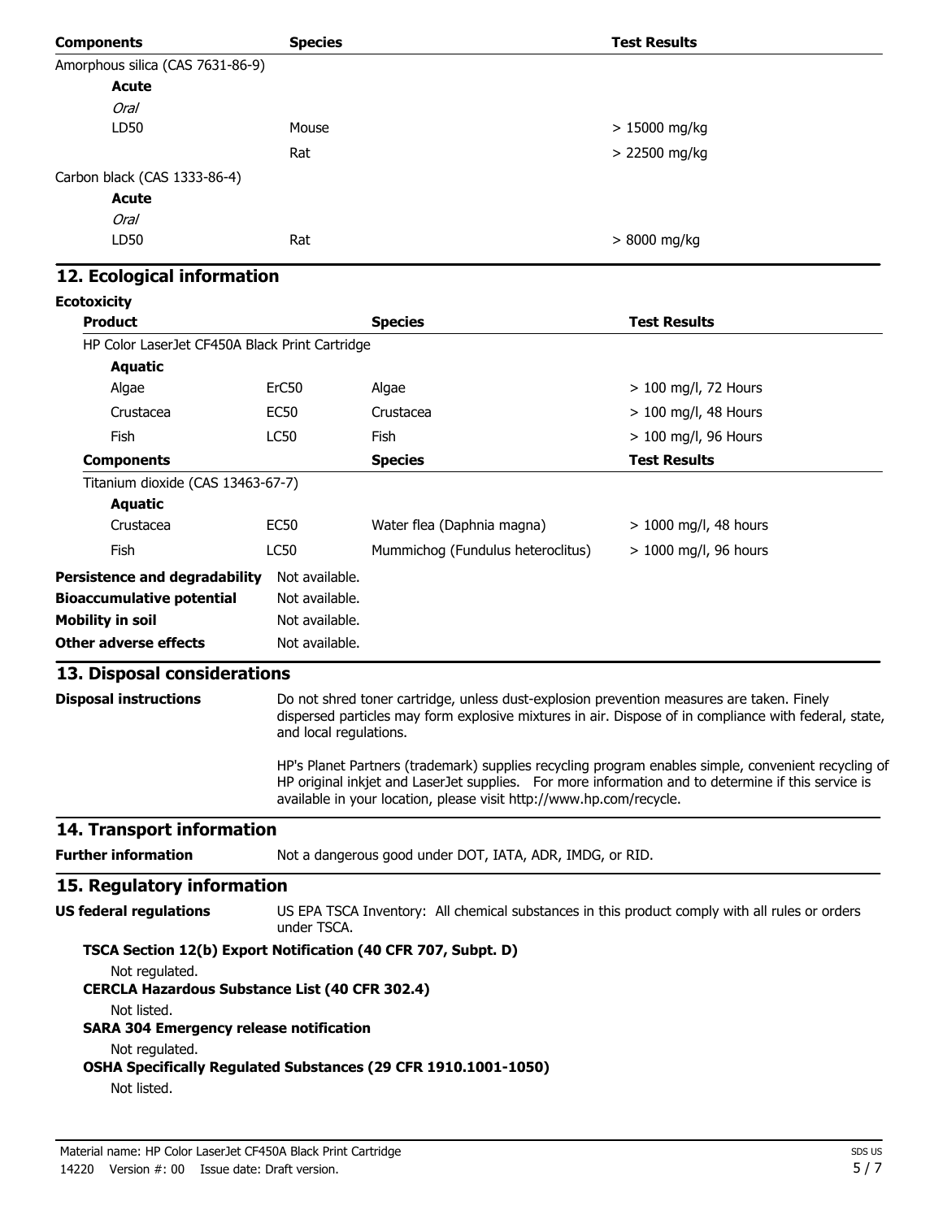| Components | Species | Test Results |
| --- | --- | --- |
| Amorphous silica (CAS 7631-86-9) | | |
| **Acute** | | |
| *Oral* | | |
| LD50 | Mouse | > 15000 mg/kg |
| | Rat | > 22500 mg/kg |
| Carbon black (CAS 1333-86-4) | | |
| **Acute** | | |
| *Oral* | | |
| LD50 | Rat | > 8000 mg/kg |

## 12. Ecological information

**Ecotoxicity**

| Product | | Species | Test Results |
| --- | --- | --- | --- |
| HP Color LaserJet CF450A Black Print Cartridge | | | |
| **Aquatic** | | | |
| Algae | ErC50 | Algae | > 100 mg/l, 72 Hours |
| Crustacea | EC50 | Crustacea | > 100 mg/l, 48 Hours |
| Fish | LC50 | Fish | > 100 mg/l, 96 Hours |
| **Components** | | **Species** | **Test Results** |
| Titanium dioxide (CAS 13463-67-7) | | | |
| **Aquatic** | | | |
| Crustacea | EC50 | Water flea (Daphnia magna) | > 1000 mg/l, 48 hours |
| Fish | LC50 | Mummichog (Fundulus heteroclitus) | > 1000 mg/l, 96 hours |

**Persistence and degradability** Not available.

**Bioaccumulative potential** Not available.

**Mobility in soil** Not available.

**Other adverse effects** Not available.

## 13. Disposal considerations

**Disposal instructions**

Do not shred toner cartridge, unless dust-explosion prevention measures are taken. Finely dispersed particles may form explosive mixtures in air. Dispose of in compliance with federal, state, and local regulations.

HP's Planet Partners (trademark) supplies recycling program enables simple, convenient recycling of HP original inkjet and LaserJet supplies. For more information and to determine if this service is available in your location, please visit http://www.hp.com/recycle.

## 14. Transport information

**Further information** Not a dangerous good under DOT, IATA, ADR, IMDG, or RID.

## 15. Regulatory information

**US federal regulations** US EPA TSCA Inventory: All chemical substances in this product comply with all rules or orders under TSCA.

**TSCA Section 12(b) Export Notification (40 CFR 707, Subpt. D)**

Not regulated.

**CERCLA Hazardous Substance List (40 CFR 302.4)**

Not listed.

**SARA 304 Emergency release notification**

Not regulated.

**OSHA Specifically Regulated Substances (29 CFR 1910.1001-1050)**

Not listed.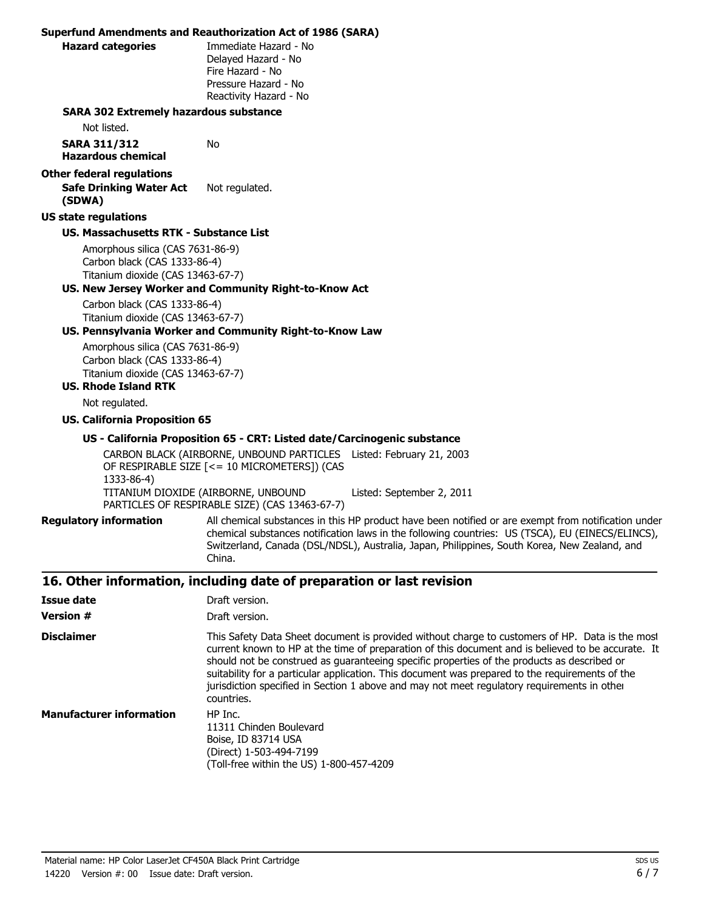**Superfund Amendments and Reauthorization Act of 1986 (SARA)**

| | |
|---|---|
| **Hazard categories** | Immediate Hazard - No<br>Delayed Hazard - No<br>Fire Hazard - No<br>Pressure Hazard - No<br>Reactivity Hazard - No |

**SARA 302 Extremely hazardous substance**

Not listed.

| | |
|---|---|
| **SARA 311/312 Hazardous chemical** | No |

**Other federal regulations**

| | |
|---|---|
| **Safe Drinking Water Act (SDWA)** | Not regulated. |

**US state regulations**

**US. Massachusetts RTK - Substance List**

Amorphous silica (CAS 7631-86-9)
Carbon black (CAS 1333-86-4)
Titanium dioxide (CAS 13463-67-7)

**US. New Jersey Worker and Community Right-to-Know Act**

Carbon black (CAS 1333-86-4)
Titanium dioxide (CAS 13463-67-7)

**US. Pennsylvania Worker and Community Right-to-Know Law**

Amorphous silica (CAS 7631-86-9)
Carbon black (CAS 1333-86-4)
Titanium dioxide (CAS 13463-67-7)

**US. Rhode Island RTK**

Not regulated.

**US. California Proposition 65**

**US - California Proposition 65 - CRT: Listed date/Carcinogenic substance**

| | |
|---|---|
| CARBON BLACK (AIRBORNE, UNBOUND PARTICLES OF RESPIRABLE SIZE [<= 10 MICROMETERS]) (CAS 1333-86-4) | Listed: February 21, 2003 |
| TITANIUM DIOXIDE (AIRBORNE, UNBOUND PARTICLES OF RESPIRABLE SIZE) (CAS 13463-67-7) | Listed: September 2, 2011 |

| | |
|---|---|
| **Regulatory information** | All chemical substances in this HP product have been notified or are exempt from notification under chemical substances notification laws in the following countries: US (TSCA), EU (EINECS/ELINCS), Switzerland, Canada (DSL/NDSL), Australia, Japan, Philippines, South Korea, New Zealand, and China. |

## 16. Other information, including date of preparation or last revision

| | |
|---|---|
| **Issue date** | Draft version. |
| **Version #** | Draft version. |
| **Disclaimer** | This Safety Data Sheet document is provided without charge to customers of HP. Data is the most current known to HP at the time of preparation of this document and is believed to be accurate. It should not be construed as guaranteeing specific properties of the products as described or suitability for a particular application. This document was prepared to the requirements of the jurisdiction specified in Section 1 above and may not meet regulatory requirements in other countries. |
| **Manufacturer information** | HP Inc.<br>11311 Chinden Boulevard<br>Boise, ID 83714 USA<br>(Direct) 1-503-494-7199<br>(Toll-free within the US) 1-800-457-4209 |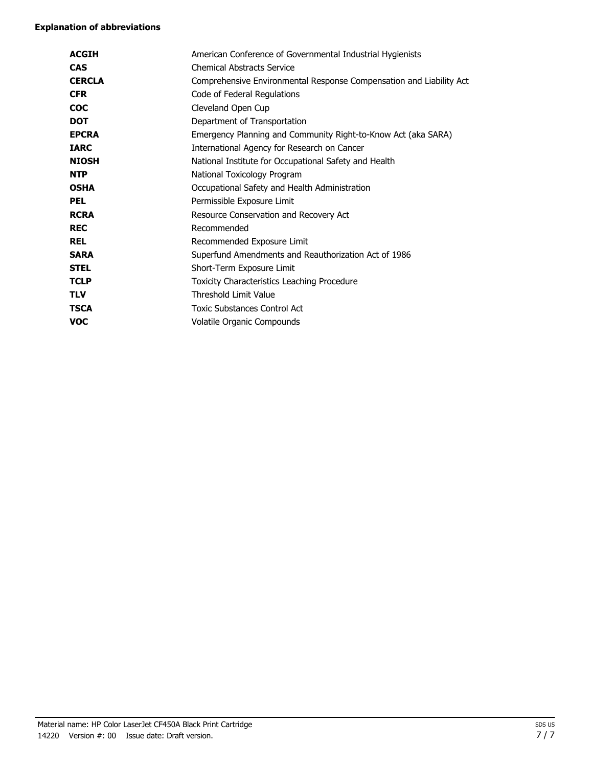**Explanation of abbreviations**

| | |
|---|---|
| **ACGIH** | American Conference of Governmental Industrial Hygienists |
| **CAS** | Chemical Abstracts Service |
| **CERCLA** | Comprehensive Environmental Response Compensation and Liability Act |
| **CFR** | Code of Federal Regulations |
| **COC** | Cleveland Open Cup |
| **DOT** | Department of Transportation |
| **EPCRA** | Emergency Planning and Community Right-to-Know Act (aka SARA) |
| **IARC** | International Agency for Research on Cancer |
| **NIOSH** | National Institute for Occupational Safety and Health |
| **NTP** | National Toxicology Program |
| **OSHA** | Occupational Safety and Health Administration |
| **PEL** | Permissible Exposure Limit |
| **RCRA** | Resource Conservation and Recovery Act |
| **REC** | Recommended |
| **REL** | Recommended Exposure Limit |
| **SARA** | Superfund Amendments and Reauthorization Act of 1986 |
| **STEL** | Short-Term Exposure Limit |
| **TCLP** | Toxicity Characteristics Leaching Procedure |
| **TLV** | Threshold Limit Value |
| **TSCA** | Toxic Substances Control Act |
| **VOC** | Volatile Organic Compounds |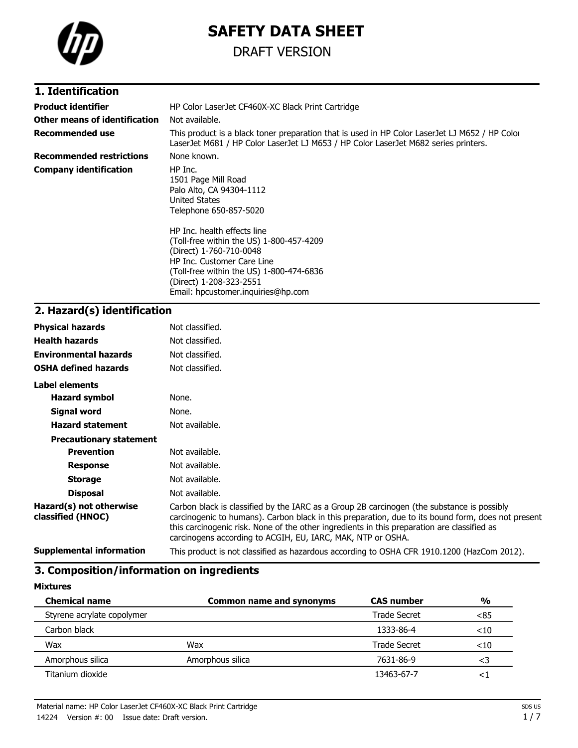# SAFETY DATA SHEET

DRAFT VERSION

## 1. Identification

| | |
|---|---|
| **Product identifier** | HP Color LaserJet CF460X-XC Black Print Cartridge |
| **Other means of identification** | Not available. |
| **Recommended use** | This product is a black toner preparation that is used in HP Color LaserJet LJ M652 / HP Color LaserJet M681 / HP Color LaserJet LJ M653 / HP Color LaserJet M682 series printers. |
| **Recommended restrictions** | None known. |
| **Company identification** | HP Inc.<br>1501 Page Mill Road<br>Palo Alto, CA 94304-1112<br>United States<br>Telephone 650-857-5020<br><br>HP Inc. health effects line<br>(Toll-free within the US) 1-800-457-4209<br>(Direct) 1-760-710-0048<br>HP Inc. Customer Care Line<br>(Toll-free within the US) 1-800-474-6836<br>(Direct) 1-208-323-2551<br>Email: hpcustomer.inquiries@hp.com |

## 2. Hazard(s) identification

| | |
|---|---|
| **Physical hazards** | Not classified. |
| **Health hazards** | Not classified. |
| **Environmental hazards** | Not classified. |
| **OSHA defined hazards** | Not classified. |

**Label elements**

| | |
|---|---|
| **Hazard symbol** | None. |
| **Signal word** | None. |
| **Hazard statement** | Not available. |

**Precautionary statement**

| | |
|---|---|
| **Prevention** | Not available. |
| **Response** | Not available. |
| **Storage** | Not available. |
| **Disposal** | Not available. |

| | |
|---|---|
| **Hazard(s) not otherwise classified (HNOC)** | Carbon black is classified by the IARC as a Group 2B carcinogen (the substance is possibly carcinogenic to humans). Carbon black in this preparation, due to its bound form, does not present this carcinogenic risk. None of the other ingredients in this preparation are classified as carcinogens according to ACGIH, EU, IARC, MAK, NTP or OSHA. |
| **Supplemental information** | This product is not classified as hazardous according to OSHA CFR 1910.1200 (HazCom 2012). |

## 3. Composition/information on ingredients

**Mixtures**

| Chemical name | Common name and synonyms | CAS number | % |
|---|---|---|---|
| Styrene acrylate copolymer | | Trade Secret | <85 |
| Carbon black | | 1333-86-4 | <10 |
| Wax | Wax | Trade Secret | <10 |
| Amorphous silica | Amorphous silica | 7631-86-9 | <3 |
| Titanium dioxide | | 13463-67-7 | <1 |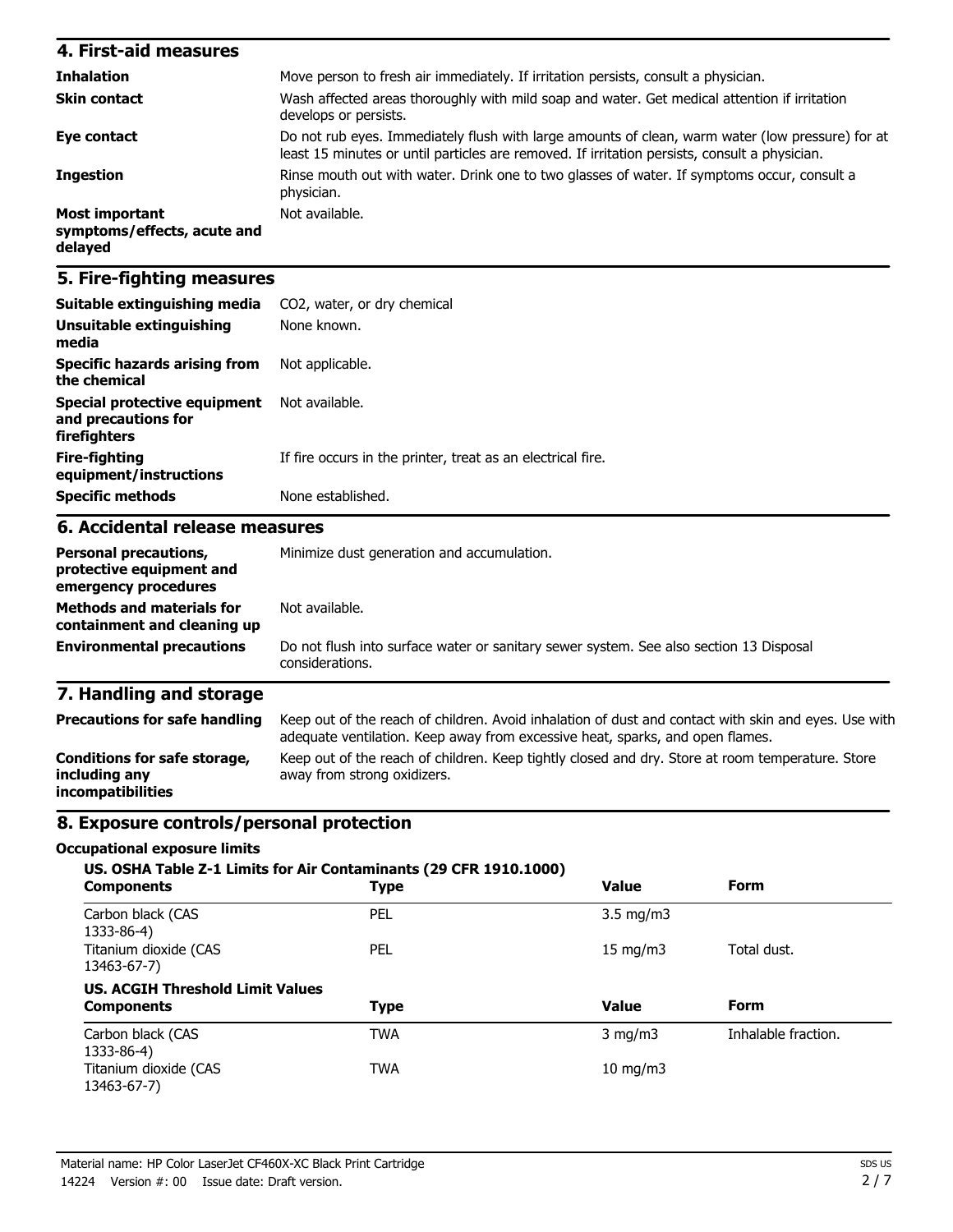## 4. First-aid measures

| | |
|---|---|
| **Inhalation** | Move person to fresh air immediately. If irritation persists, consult a physician. |
| **Skin contact** | Wash affected areas thoroughly with mild soap and water. Get medical attention if irritation develops or persists. |
| **Eye contact** | Do not rub eyes. Immediately flush with large amounts of clean, warm water (low pressure) for at least 15 minutes or until particles are removed. If irritation persists, consult a physician. |
| **Ingestion** | Rinse mouth out with water. Drink one to two glasses of water. If symptoms occur, consult a physician. |
| **Most important symptoms/effects, acute and delayed** | Not available. |

## 5. Fire-fighting measures

| | |
|---|---|
| **Suitable extinguishing media** | $CO_2$, water, or dry chemical |
| **Unsuitable extinguishing media** | None known. |
| **Specific hazards arising from the chemical** | Not applicable. |
| **Special protective equipment and precautions for firefighters** | Not available. |
| **Fire-fighting equipment/instructions** | If fire occurs in the printer, treat as an electrical fire. |
| **Specific methods** | None established. |

## 6. Accidental release measures

| | |
|---|---|
| **Personal precautions, protective equipment and emergency procedures** | Minimize dust generation and accumulation. |
| **Methods and materials for containment and cleaning up** | Not available. |
| **Environmental precautions** | Do not flush into surface water or sanitary sewer system. See also section 13 Disposal considerations. |

## 7. Handling and storage

| | |
|---|---|
| **Precautions for safe handling** | Keep out of the reach of children. Avoid inhalation of dust and contact with skin and eyes. Use with adequate ventilation. Keep away from excessive heat, sparks, and open flames. |
| **Conditions for safe storage, including any incompatibilities** | Keep out of the reach of children. Keep tightly closed and dry. Store at room temperature. Store away from strong oxidizers. |

## 8. Exposure controls/personal protection

**Occupational exposure limits**

**US. OSHA Table Z-1 Limits for Air Contaminants (29 CFR 1910.1000)**

| Components | Type | Value | Form |
|---|---|---|---|
| Carbon black (CAS 1333-86-4) | PEL | 3.5 mg/m3 | |
| Titanium dioxide (CAS 13463-67-7) | PEL | 15 mg/m3 | Total dust. |

**US. ACGIH Threshold Limit Values**

| Components | Type | Value | Form |
|---|---|---|---|
| Carbon black (CAS 1333-86-4) | TWA | 3 mg/m3 | Inhalable fraction. |
| Titanium dioxide (CAS 13463-67-7) | TWA | 10 mg/m3 | |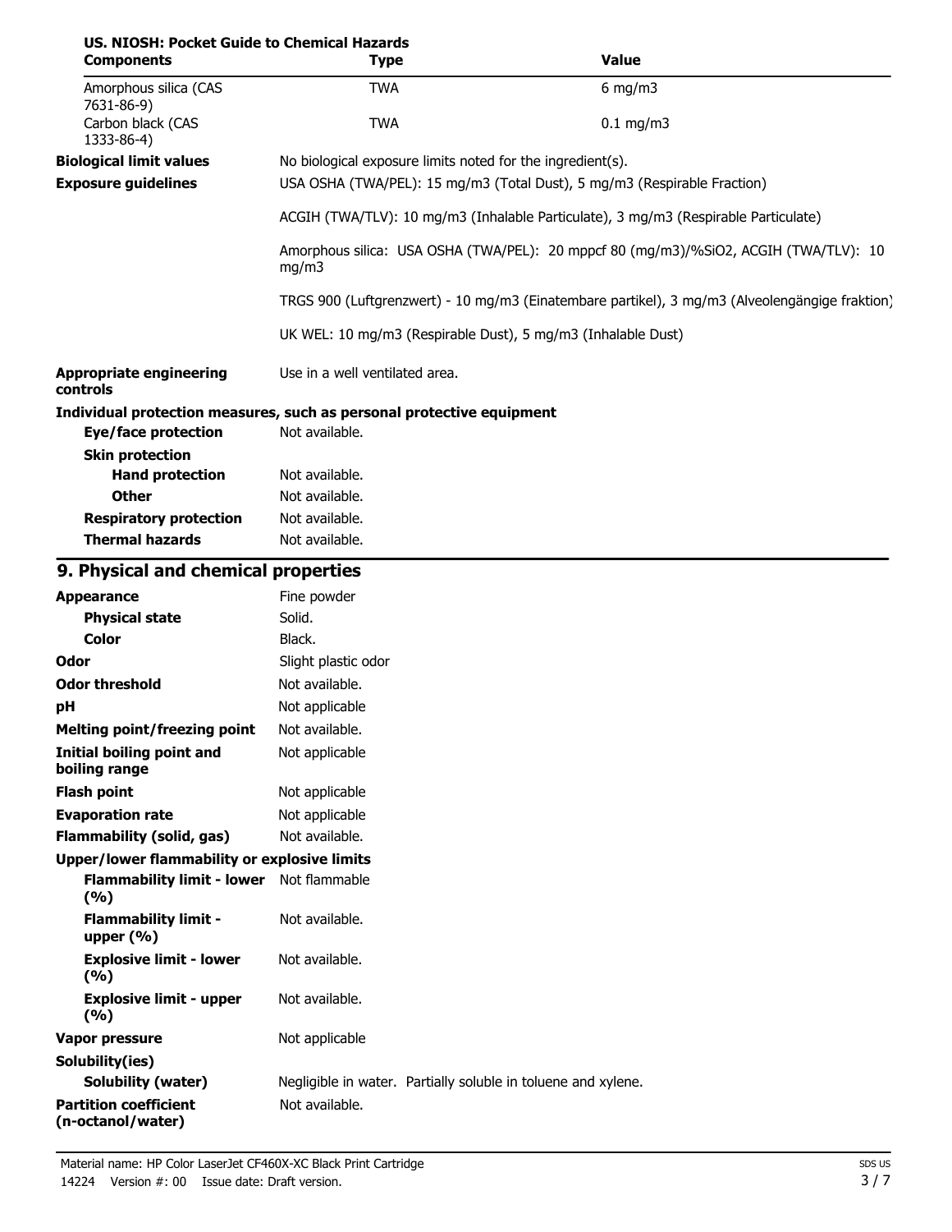**US. NIOSH: Pocket Guide to Chemical Hazards**

| Components | Type | Value |
| --- | --- | --- |
| Amorphous silica (CAS 7631-86-9) | TWA | 6 mg/m3 |
| Carbon black (CAS 1333-86-4) | TWA | 0.1 mg/m3 |

**Biological limit values** No biological exposure limits noted for the ingredient(s).

**Exposure guidelines** USA OSHA (TWA/PEL): 15 mg/m3 (Total Dust), 5 mg/m3 (Respirable Fraction)

ACGIH (TWA/TLV): 10 mg/m3 (Inhalable Particulate), 3 mg/m3 (Respirable Particulate)

Amorphous silica: USA OSHA (TWA/PEL): 20 mppcf 80 (mg/m3)/%SiO2, ACGIH (TWA/TLV): 10 mg/m3

TRGS 900 (Luftgrenzwert) - 10 mg/m3 (Einatembare partikel), 3 mg/m3 (Alveolengängige fraktion)

UK WEL: 10 mg/m3 (Respirable Dust), 5 mg/m3 (Inhalable Dust)

**Appropriate engineering controls** Use in a well ventilated area.

**Individual protection measures, such as personal protective equipment**

**Eye/face protection** Not available.

**Skin protection**

**Hand protection** Not available.

**Other** Not available.

**Respiratory protection** Not available.

**Thermal hazards** Not available.

## 9. Physical and chemical properties

| | |
| --- | --- |
| **Appearance** | Fine powder |
| **Physical state** | Solid. |
| **Color** | Black. |
| **Odor** | Slight plastic odor |
| **Odor threshold** | Not available. |
| **pH** | Not applicable |
| **Melting point/freezing point** | Not available. |
| **Initial boiling point and boiling range** | Not applicable |
| **Flash point** | Not applicable |
| **Evaporation rate** | Not applicable |
| **Flammability (solid, gas)** | Not available. |
| **Upper/lower flammability or explosive limits** | |
| **Flammability limit - lower (%)** | Not flammable |
| **Flammability limit - upper (%)** | Not available. |
| **Explosive limit - lower (%)** | Not available. |
| **Explosive limit - upper (%)** | Not available. |
| **Vapor pressure** | Not applicable |
| **Solubility(ies)** | |
| **Solubility (water)** | Negligible in water. Partially soluble in toluene and xylene. |
| **Partition coefficient (n-octanol/water)** | Not available. |

Material name: HP Color LaserJet CF460X-XC Black Print Cartridge
14224 Version #: 00 Issue date: Draft version.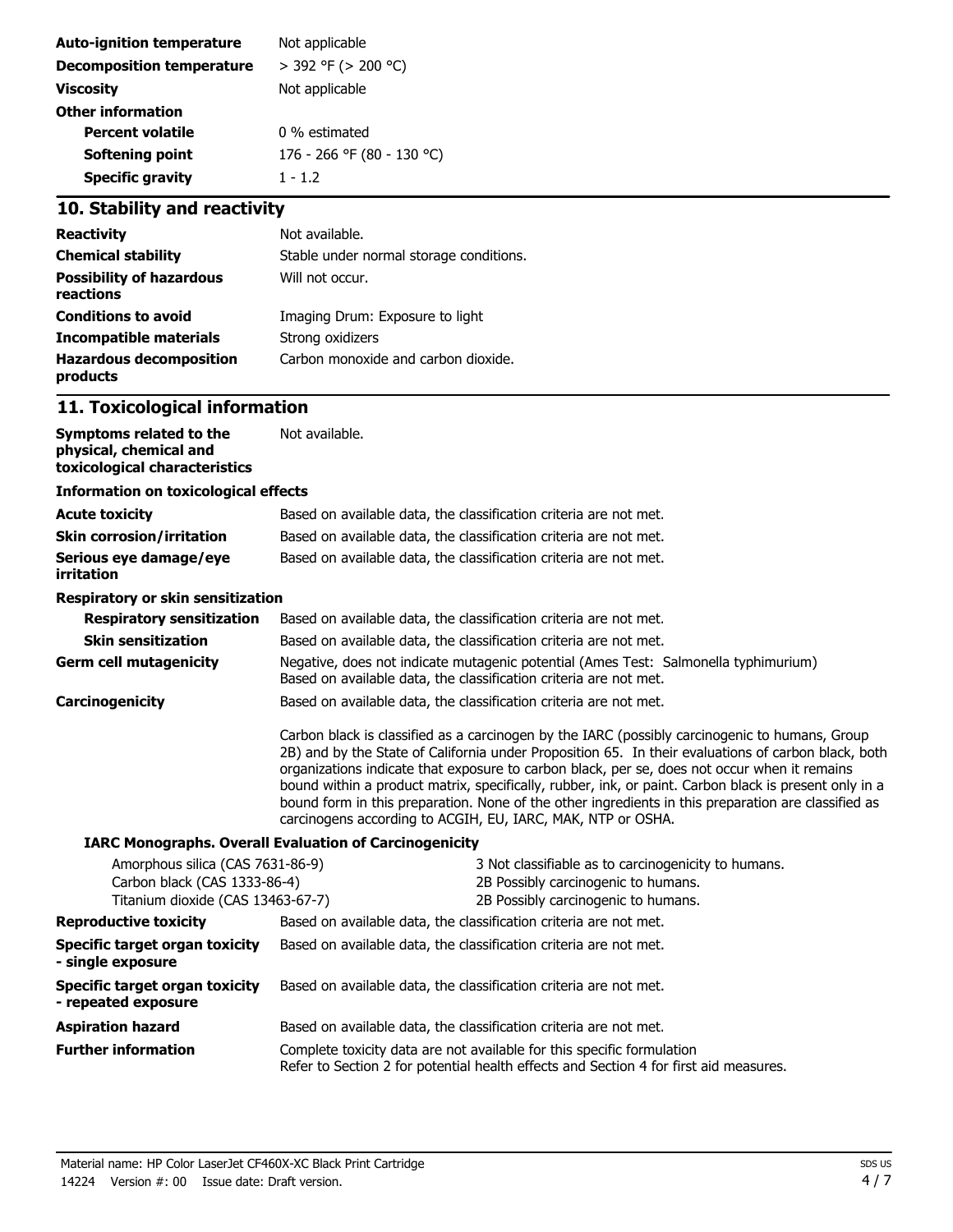| | |
|---|---|
| **Auto-ignition temperature** | Not applicable |
| **Decomposition temperature** | > 392 °F (> 200 °C) |
| **Viscosity** | Not applicable |
| **Other information** | |
| **Percent volatile** | 0 % estimated |
| **Softening point** | 176 - 266 °F (80 - 130 °C) |
| **Specific gravity** | 1 - 1.2 |

## 10. Stability and reactivity

| | |
|---|---|
| **Reactivity** | Not available. |
| **Chemical stability** | Stable under normal storage conditions. |
| **Possibility of hazardous reactions** | Will not occur. |
| **Conditions to avoid** | Imaging Drum: Exposure to light |
| **Incompatible materials** | Strong oxidizers |
| **Hazardous decomposition products** | Carbon monoxide and carbon dioxide. |

## 11. Toxicological information

| | |
|---|---|
| **Symptoms related to the physical, chemical and toxicological characteristics** | Not available. |

**Information on toxicological effects**

| | |
|---|---|
| **Acute toxicity** | Based on available data, the classification criteria are not met. |
| **Skin corrosion/irritation** | Based on available data, the classification criteria are not met. |
| **Serious eye damage/eye irritation** | Based on available data, the classification criteria are not met. |

**Respiratory or skin sensitization**

| | |
|---|---|
| **Respiratory sensitization** | Based on available data, the classification criteria are not met. |
| **Skin sensitization** | Based on available data, the classification criteria are not met. |
| **Germ cell mutagenicity** | Negative, does not indicate mutagenic potential (Ames Test: Salmonella typhimurium) Based on available data, the classification criteria are not met. |
| **Carcinogenicity** | Based on available data, the classification criteria are not met. |

Carbon black is classified as a carcinogen by the IARC (possibly carcinogenic to humans, Group 2B) and by the State of California under Proposition 65. In their evaluations of carbon black, both organizations indicate that exposure to carbon black, per se, does not occur when it remains bound within a product matrix, specifically, rubber, ink, or paint. Carbon black is present only in a bound form in this preparation. None of the other ingredients in this preparation are classified as carcinogens according to ACGIH, EU, IARC, MAK, NTP or OSHA.

**IARC Monographs. Overall Evaluation of Carcinogenicity**

| | |
|---|---|
| Amorphous silica (CAS 7631-86-9) | 3 Not classifiable as to carcinogenicity to humans. |
| Carbon black (CAS 1333-86-4) | 2B Possibly carcinogenic to humans. |
| Titanium dioxide (CAS 13463-67-7) | 2B Possibly carcinogenic to humans. |

| | |
|---|---|
| **Reproductive toxicity** | Based on available data, the classification criteria are not met. |
| **Specific target organ toxicity - single exposure** | Based on available data, the classification criteria are not met. |
| **Specific target organ toxicity - repeated exposure** | Based on available data, the classification criteria are not met. |
| **Aspiration hazard** | Based on available data, the classification criteria are not met. |
| **Further information** | Complete toxicity data are not available for this specific formulation<br>Refer to Section 2 for potential health effects and Section 4 for first aid measures. |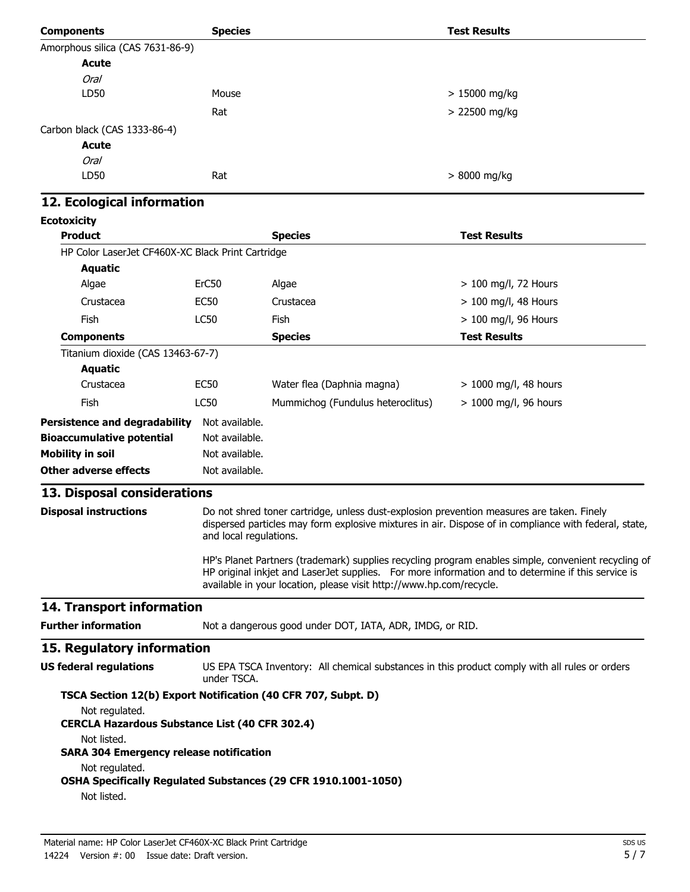| Components | Species | Test Results |
|---|---|---|
| Amorphous silica (CAS 7631-86-9) | | |
| **Acute** | | |
| *Oral* | | |
| LD50 | Mouse | > 15000 mg/kg |
| | Rat | > 22500 mg/kg |
| Carbon black (CAS 1333-86-4) | | |
| **Acute** | | |
| *Oral* | | |
| LD50 | Rat | > 8000 mg/kg |

## 12. Ecological information

**Ecotoxicity**

| Product | | Species | Test Results |
|---|---|---|---|
| HP Color LaserJet CF460X-XC Black Print Cartridge | | | |
| **Aquatic** | | | |
| Algae | ErC50 | Algae | > 100 mg/l, 72 Hours |
| Crustacea | EC50 | Crustacea | > 100 mg/l, 48 Hours |
| Fish | LC50 | Fish | > 100 mg/l, 96 Hours |
| **Components** | | **Species** | **Test Results** |
| Titanium dioxide (CAS 13463-67-7) | | | |
| **Aquatic** | | | |
| Crustacea | EC50 | Water flea (Daphnia magna) | > 1000 mg/l, 48 hours |
| Fish | LC50 | Mummichog (Fundulus heteroclitus) | > 1000 mg/l, 96 hours |

**Persistence and degradability** Not available.

**Bioaccumulative potential** Not available.

**Mobility in soil** Not available.

**Other adverse effects** Not available.

## 13. Disposal considerations

**Disposal instructions** Do not shred toner cartridge, unless dust-explosion prevention measures are taken. Finely dispersed particles may form explosive mixtures in air. Dispose of in compliance with federal, state, and local regulations.

HP's Planet Partners (trademark) supplies recycling program enables simple, convenient recycling of HP original inkjet and LaserJet supplies. For more information and to determine if this service is available in your location, please visit http://www.hp.com/recycle.

## 14. Transport information

**Further information** Not a dangerous good under DOT, IATA, ADR, IMDG, or RID.

## 15. Regulatory information

**US federal regulations** US EPA TSCA Inventory: All chemical substances in this product comply with all rules or orders under TSCA.

**TSCA Section 12(b) Export Notification (40 CFR 707, Subpt. D)**

Not regulated.

**CERCLA Hazardous Substance List (40 CFR 302.4)**

Not listed.

**SARA 304 Emergency release notification**

Not regulated.

**OSHA Specifically Regulated Substances (29 CFR 1910.1001-1050)**

Not listed.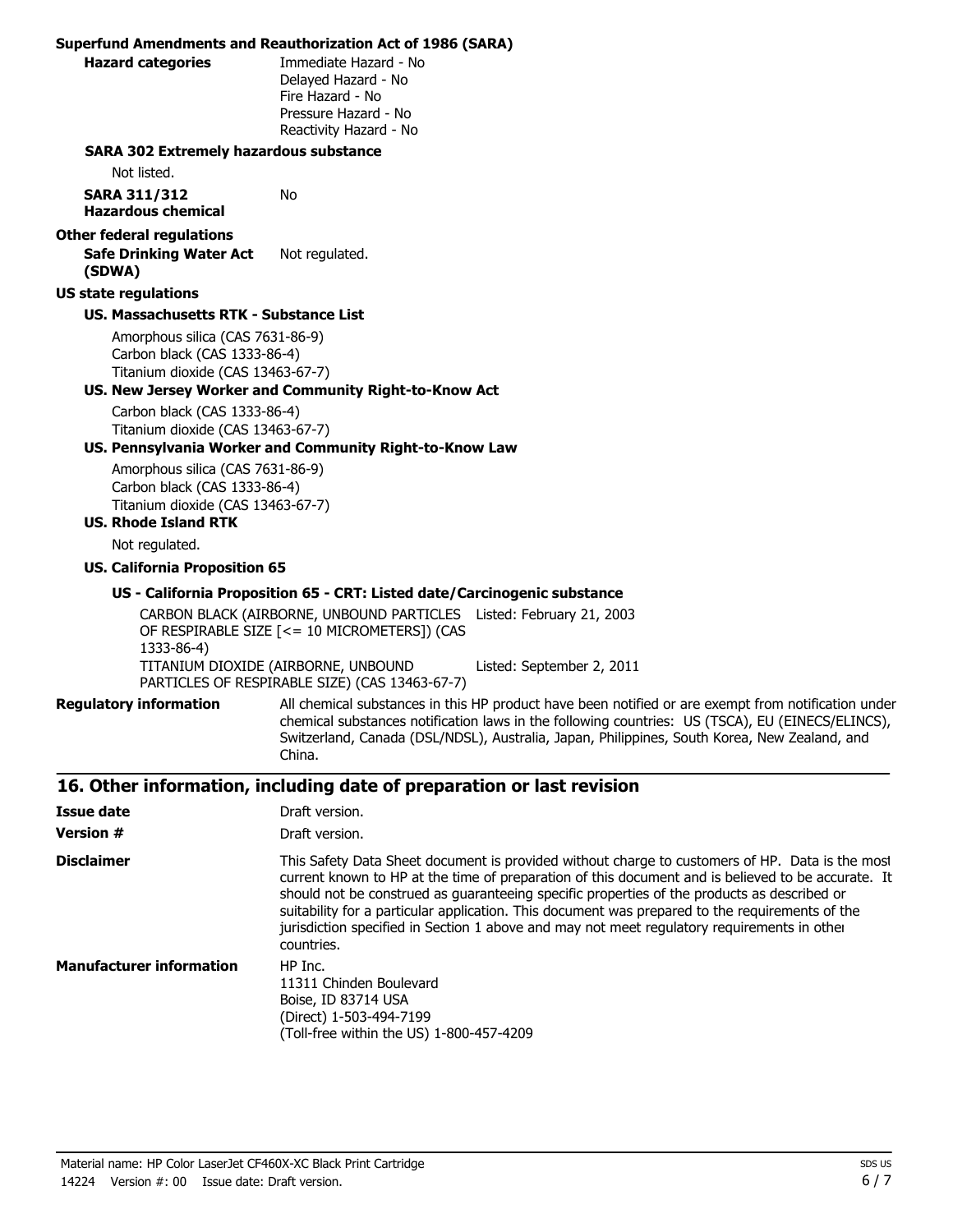**Superfund Amendments and Reauthorization Act of 1986 (SARA)**

**Hazard categories**
Immediate Hazard - No
Delayed Hazard - No
Fire Hazard - No
Pressure Hazard - No
Reactivity Hazard - No

**SARA 302 Extremely hazardous substance**

Not listed.

**SARA 311/312 Hazardous chemical** No

**Other federal regulations**

**Safe Drinking Water Act (SDWA)** Not regulated.

**US state regulations**

**US. Massachusetts RTK - Substance List**

Amorphous silica (CAS 7631-86-9)
Carbon black (CAS 1333-86-4)
Titanium dioxide (CAS 13463-67-7)

**US. New Jersey Worker and Community Right-to-Know Act**

Carbon black (CAS 1333-86-4)
Titanium dioxide (CAS 13463-67-7)

**US. Pennsylvania Worker and Community Right-to-Know Law**

Amorphous silica (CAS 7631-86-9)
Carbon black (CAS 1333-86-4)
Titanium dioxide (CAS 13463-67-7)

**US. Rhode Island RTK**

Not regulated.

**US. California Proposition 65**

**US - California Proposition 65 - CRT: Listed date/Carcinogenic substance**

| Substance | Listed |
|---|---|
| CARBON BLACK (AIRBORNE, UNBOUND PARTICLES OF RESPIRABLE SIZE [<= 10 MICROMETERS]) (CAS 1333-86-4) | Listed: February 21, 2003 |
| TITANIUM DIOXIDE (AIRBORNE, UNBOUND PARTICLES OF RESPIRABLE SIZE) (CAS 13463-67-7) | Listed: September 2, 2011 |

**Regulatory information** All chemical substances in this HP product have been notified or are exempt from notification under chemical substances notification laws in the following countries: US (TSCA), EU (EINECS/ELINCS), Switzerland, Canada (DSL/NDSL), Australia, Japan, Philippines, South Korea, New Zealand, and China.

## 16. Other information, including date of preparation or last revision

**Issue date** Draft version.

**Version #** Draft version.

**Disclaimer** This Safety Data Sheet document is provided without charge to customers of HP. Data is the most current known to HP at the time of preparation of this document and is believed to be accurate. It should not be construed as guaranteeing specific properties of the products as described or suitability for a particular application. This document was prepared to the requirements of the jurisdiction specified in Section 1 above and may not meet regulatory requirements in other countries.

**Manufacturer information**
HP Inc.
11311 Chinden Boulevard
Boise, ID 83714 USA
(Direct) 1-503-494-7199
(Toll-free within the US) 1-800-457-4209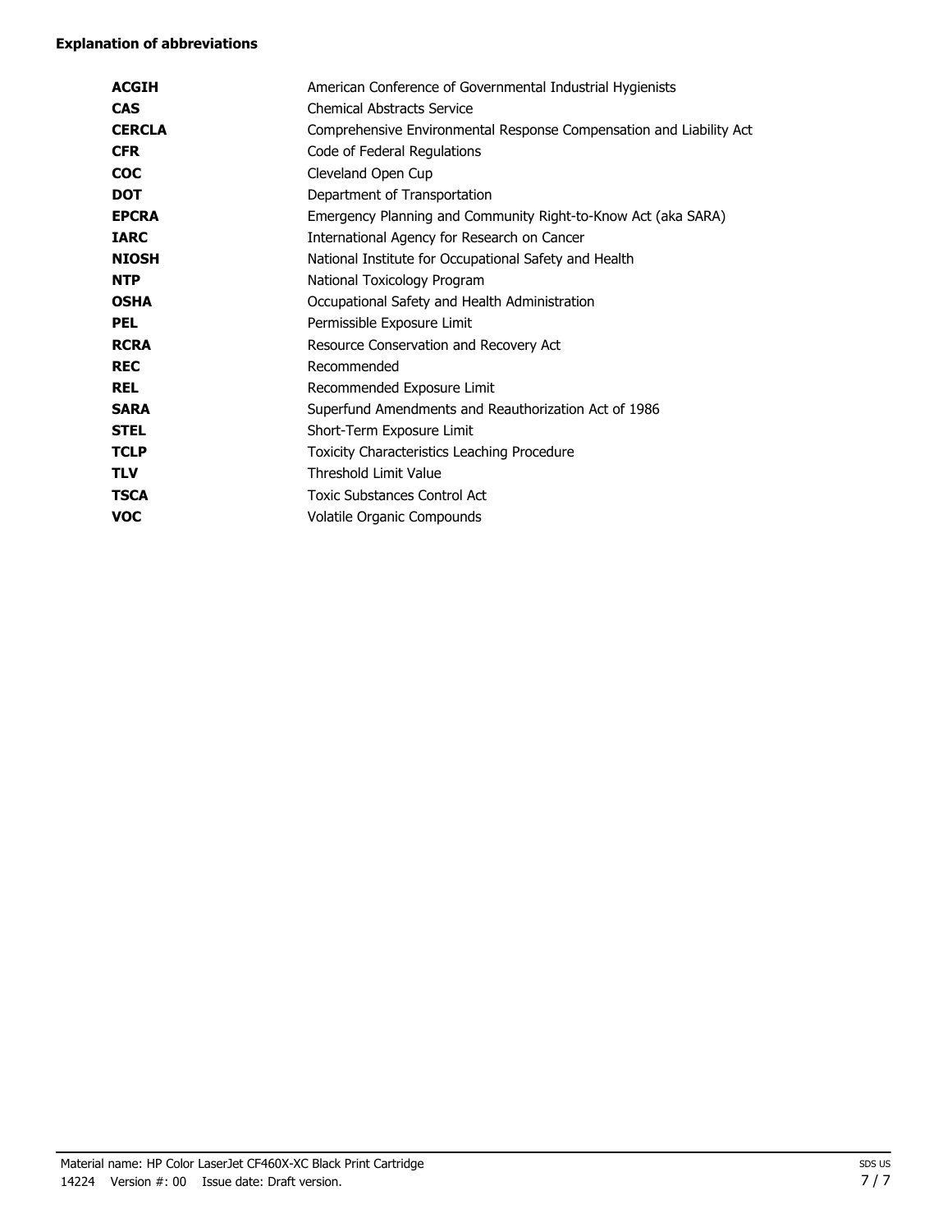**Explanation of abbreviations**

| | |
|---|---|
| **ACGIH** | American Conference of Governmental Industrial Hygienists |
| **CAS** | Chemical Abstracts Service |
| **CERCLA** | Comprehensive Environmental Response Compensation and Liability Act |
| **CFR** | Code of Federal Regulations |
| **COC** | Cleveland Open Cup |
| **DOT** | Department of Transportation |
| **EPCRA** | Emergency Planning and Community Right-to-Know Act (aka SARA) |
| **IARC** | International Agency for Research on Cancer |
| **NIOSH** | National Institute for Occupational Safety and Health |
| **NTP** | National Toxicology Program |
| **OSHA** | Occupational Safety and Health Administration |
| **PEL** | Permissible Exposure Limit |
| **RCRA** | Resource Conservation and Recovery Act |
| **REC** | Recommended |
| **REL** | Recommended Exposure Limit |
| **SARA** | Superfund Amendments and Reauthorization Act of 1986 |
| **STEL** | Short-Term Exposure Limit |
| **TCLP** | Toxicity Characteristics Leaching Procedure |
| **TLV** | Threshold Limit Value |
| **TSCA** | Toxic Substances Control Act |
| **VOC** | Volatile Organic Compounds |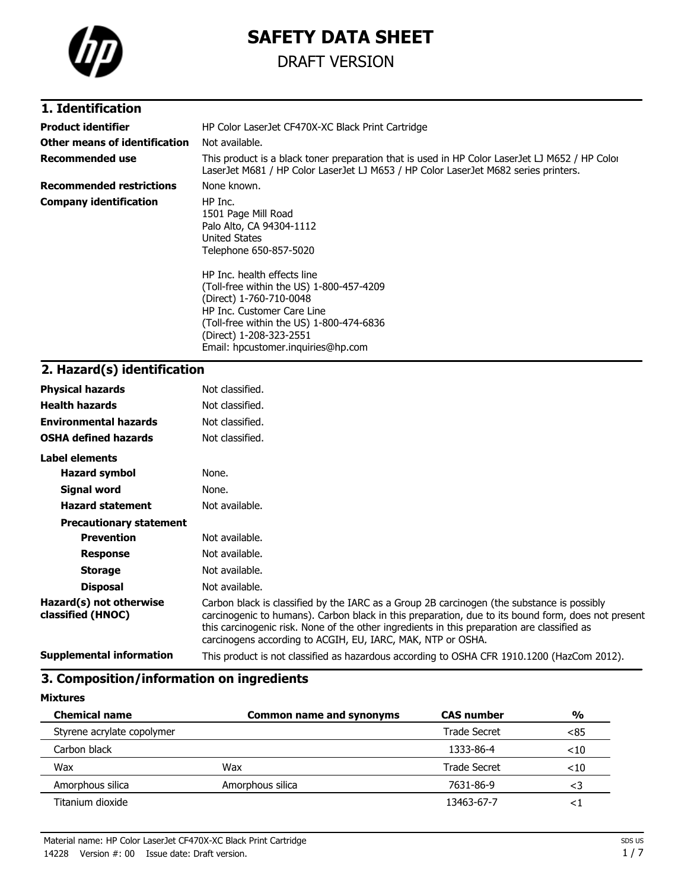# SAFETY DATA SHEET

DRAFT VERSION

## 1. Identification

**Product identifier** HP Color LaserJet CF470X-XC Black Print Cartridge

**Other means of identification** Not available.

**Recommended use** This product is a black toner preparation that is used in HP Color LaserJet LJ M652 / HP Color LaserJet M681 / HP Color LaserJet LJ M653 / HP Color LaserJet M682 series printers.

**Recommended restrictions** None known.

**Company identification**
HP Inc.
1501 Page Mill Road
Palo Alto, CA 94304-1112
United States
Telephone 650-857-5020

HP Inc. health effects line
(Toll-free within the US) 1-800-457-4209
(Direct) 1-760-710-0048
HP Inc. Customer Care Line
(Toll-free within the US) 1-800-474-6836
(Direct) 1-208-323-2551
Email: hpcustomer.inquiries@hp.com

## 2. Hazard(s) identification

**Physical hazards** Not classified.

**Health hazards** Not classified.

**Environmental hazards** Not classified.

**OSHA defined hazards** Not classified.

**Label elements**

- **Hazard symbol** None.
- **Signal word** None.
- **Hazard statement** Not available.
- **Precautionary statement**
  - **Prevention** Not available.
  - **Response** Not available.
  - **Storage** Not available.
  - **Disposal** Not available.

**Hazard(s) not otherwise classified (HNOC)** Carbon black is classified by the IARC as a Group 2B carcinogen (the substance is possibly carcinogenic to humans). Carbon black in this preparation, due to its bound form, does not present this carcinogenic risk. None of the other ingredients in this preparation are classified as carcinogens according to ACGIH, EU, IARC, MAK, NTP or OSHA.

**Supplemental information** This product is not classified as hazardous according to OSHA CFR 1910.1200 (HazCom 2012).

## 3. Composition/information on ingredients

**Mixtures**

| Chemical name | Common name and synonyms | CAS number | % |
|---|---|---|---|
| Styrene acrylate copolymer | | Trade Secret | <85 |
| Carbon black | | 1333-86-4 | <10 |
| Wax | Wax | Trade Secret | <10 |
| Amorphous silica | Amorphous silica | 7631-86-9 | <3 |
| Titanium dioxide | | 13463-67-7 | <1 |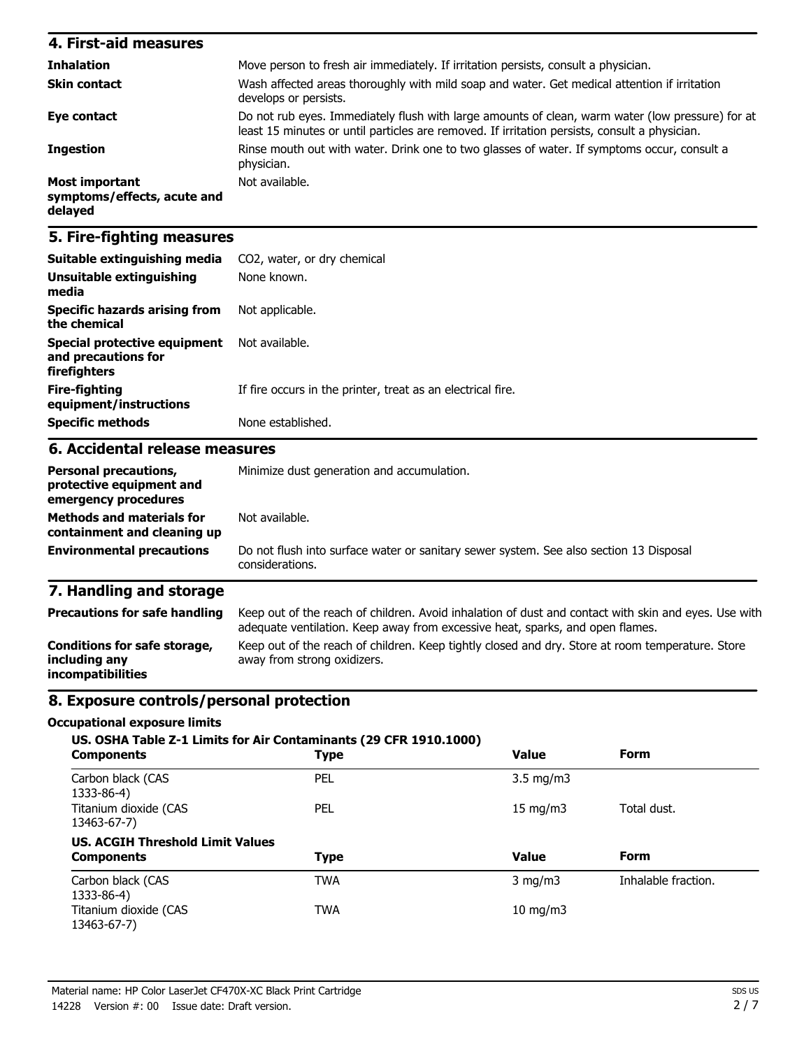## 4. First-aid measures

| | |
|---|---|
| **Inhalation** | Move person to fresh air immediately. If irritation persists, consult a physician. |
| **Skin contact** | Wash affected areas thoroughly with mild soap and water. Get medical attention if irritation develops or persists. |
| **Eye contact** | Do not rub eyes. Immediately flush with large amounts of clean, warm water (low pressure) for at least 15 minutes or until particles are removed. If irritation persists, consult a physician. |
| **Ingestion** | Rinse mouth out with water. Drink one to two glasses of water. If symptoms occur, consult a physician. |
| **Most important symptoms/effects, acute and delayed** | Not available. |

## 5. Fire-fighting measures

| | |
|---|---|
| **Suitable extinguishing media** | CO2, water, or dry chemical |
| **Unsuitable extinguishing media** | None known. |
| **Specific hazards arising from the chemical** | Not applicable. |
| **Special protective equipment and precautions for firefighters** | Not available. |
| **Fire-fighting equipment/instructions** | If fire occurs in the printer, treat as an electrical fire. |
| **Specific methods** | None established. |

## 6. Accidental release measures

| | |
|---|---|
| **Personal precautions, protective equipment and emergency procedures** | Minimize dust generation and accumulation. |
| **Methods and materials for containment and cleaning up** | Not available. |
| **Environmental precautions** | Do not flush into surface water or sanitary sewer system. See also section 13 Disposal considerations. |

## 7. Handling and storage

| | |
|---|---|
| **Precautions for safe handling** | Keep out of the reach of children. Avoid inhalation of dust and contact with skin and eyes. Use with adequate ventilation. Keep away from excessive heat, sparks, and open flames. |
| **Conditions for safe storage, including any incompatibilities** | Keep out of the reach of children. Keep tightly closed and dry. Store at room temperature. Store away from strong oxidizers. |

## 8. Exposure controls/personal protection

**Occupational exposure limits**

**US. OSHA Table Z-1 Limits for Air Contaminants (29 CFR 1910.1000)**

| Components | Type | Value | Form |
|---|---|---|---|
| Carbon black (CAS 1333-86-4) | PEL | 3.5 mg/m3 | |
| Titanium dioxide (CAS 13463-67-7) | PEL | 15 mg/m3 | Total dust. |

**US. ACGIH Threshold Limit Values**

| Components | Type | Value | Form |
|---|---|---|---|
| Carbon black (CAS 1333-86-4) | TWA | 3 mg/m3 | Inhalable fraction. |
| Titanium dioxide (CAS 13463-67-7) | TWA | 10 mg/m3 | |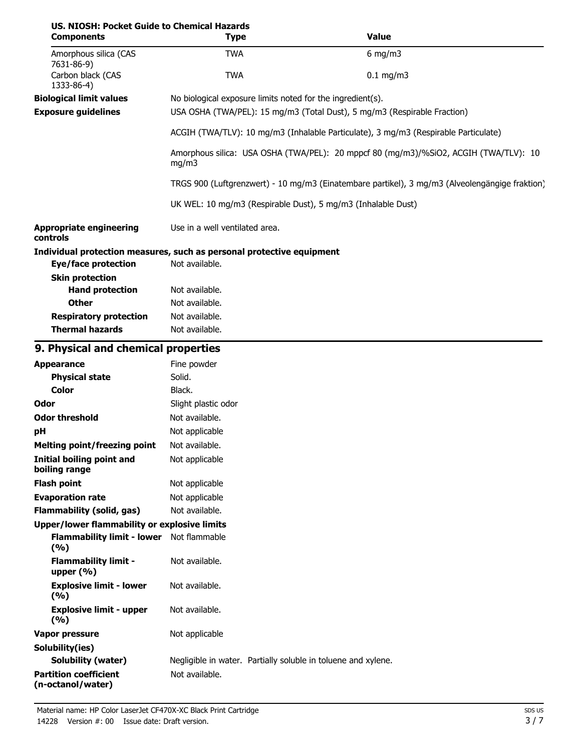**US. NIOSH: Pocket Guide to Chemical Hazards**

| Components | Type | Value |
|---|---|---|
| Amorphous silica (CAS 7631-86-9) | TWA | 6 mg/m3 |
| Carbon black (CAS 1333-86-4) | TWA | 0.1 mg/m3 |

**Biological limit values** No biological exposure limits noted for the ingredient(s).

**Exposure guidelines** USA OSHA (TWA/PEL): 15 mg/m3 (Total Dust), 5 mg/m3 (Respirable Fraction)

ACGIH (TWA/TLV): 10 mg/m3 (Inhalable Particulate), 3 mg/m3 (Respirable Particulate)

Amorphous silica: USA OSHA (TWA/PEL): 20 mppcf 80 (mg/m3)/%SiO2, ACGIH (TWA/TLV): 10 mg/m3

TRGS 900 (Luftgrenzwert) - 10 mg/m3 (Einatembare partikel), 3 mg/m3 (Alveolengängige fraktion)

UK WEL: 10 mg/m3 (Respirable Dust), 5 mg/m3 (Inhalable Dust)

**Appropriate engineering controls** Use in a well ventilated area.

**Individual protection measures, such as personal protective equipment**

**Eye/face protection** Not available.

**Skin protection**

**Hand protection** Not available.

**Other** Not available.

**Respiratory protection** Not available.

**Thermal hazards** Not available.

## 9. Physical and chemical properties

| Property | Value |
|---|---|
| **Appearance** | Fine powder |
| **Physical state** | Solid. |
| **Color** | Black. |
| **Odor** | Slight plastic odor |
| **Odor threshold** | Not available. |
| **pH** | Not applicable |
| **Melting point/freezing point** | Not available. |
| **Initial boiling point and boiling range** | Not applicable |
| **Flash point** | Not applicable |
| **Evaporation rate** | Not applicable |
| **Flammability (solid, gas)** | Not available. |
| **Upper/lower flammability or explosive limits** | |
| **Flammability limit - lower (%)** | Not flammable |
| **Flammability limit - upper (%)** | Not available. |
| **Explosive limit - lower (%)** | Not available. |
| **Explosive limit - upper (%)** | Not available. |
| **Vapor pressure** | Not applicable |
| **Solubility(ies)** | |
| **Solubility (water)** | Negligible in water. Partially soluble in toluene and xylene. |
| **Partition coefficient (n-octanol/water)** | Not available. |

Material name: HP Color LaserJet CF470X-XC Black Print Cartridge
14228 Version #: 00 Issue date: Draft version.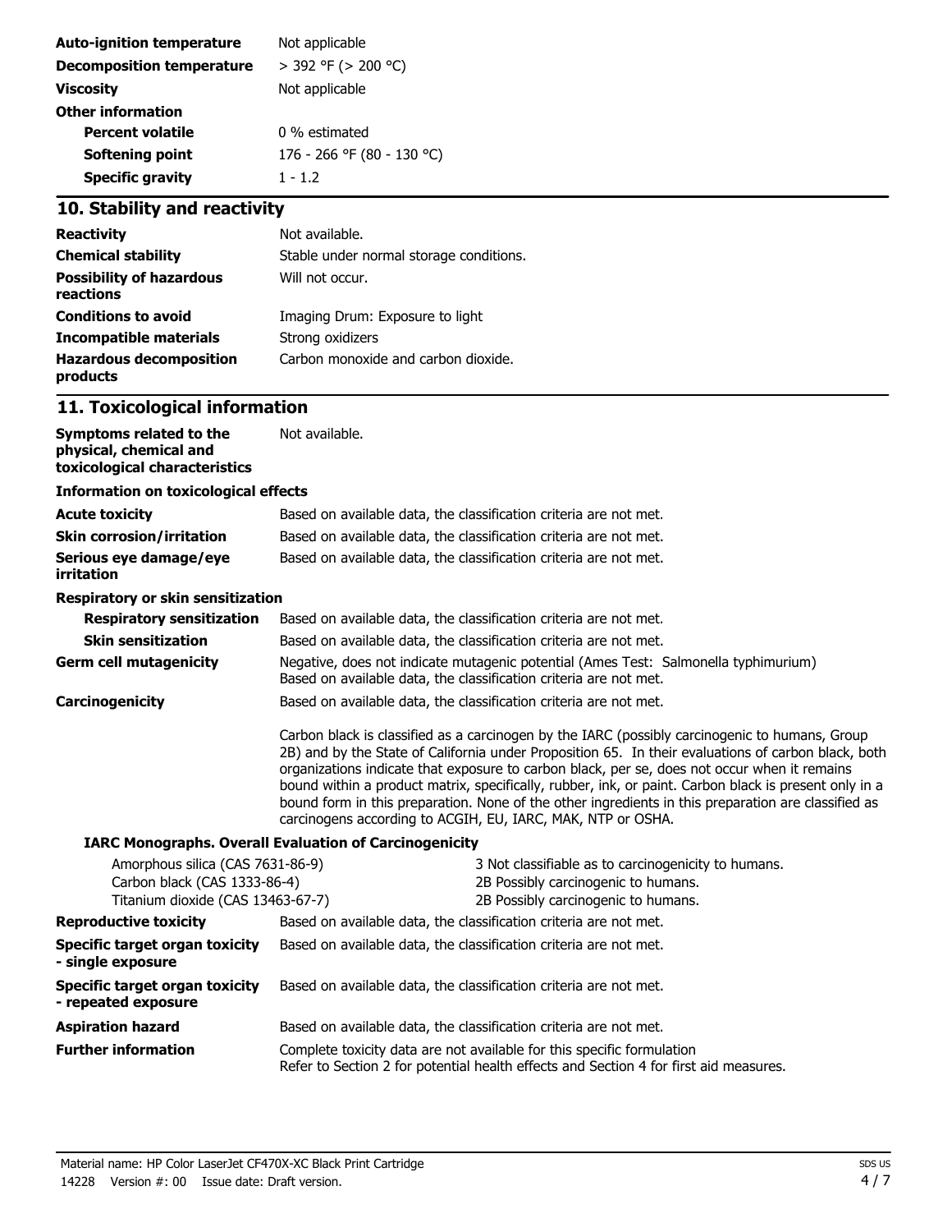| | |
|---|---|
| **Auto-ignition temperature** | Not applicable |
| **Decomposition temperature** | > 392 °F (> 200 °C) |
| **Viscosity** | Not applicable |
| **Other information** | |
| **Percent volatile** | 0 % estimated |
| **Softening point** | 176 - 266 °F (80 - 130 °C) |
| **Specific gravity** | 1 - 1.2 |

## 10. Stability and reactivity

| | |
|---|---|
| **Reactivity** | Not available. |
| **Chemical stability** | Stable under normal storage conditions. |
| **Possibility of hazardous reactions** | Will not occur. |
| **Conditions to avoid** | Imaging Drum: Exposure to light |
| **Incompatible materials** | Strong oxidizers |
| **Hazardous decomposition products** | Carbon monoxide and carbon dioxide. |

## 11. Toxicological information

**Symptoms related to the physical, chemical and toxicological characteristics**: Not available.

**Information on toxicological effects**

| | |
|---|---|
| **Acute toxicity** | Based on available data, the classification criteria are not met. |
| **Skin corrosion/irritation** | Based on available data, the classification criteria are not met. |
| **Serious eye damage/eye irritation** | Based on available data, the classification criteria are not met. |

**Respiratory or skin sensitization**

| | |
|---|---|
| **Respiratory sensitization** | Based on available data, the classification criteria are not met. |
| **Skin sensitization** | Based on available data, the classification criteria are not met. |
| **Germ cell mutagenicity** | Negative, does not indicate mutagenic potential (Ames Test: Salmonella typhimurium) Based on available data, the classification criteria are not met. |
| **Carcinogenicity** | Based on available data, the classification criteria are not met. |

Carbon black is classified as a carcinogen by the IARC (possibly carcinogenic to humans, Group 2B) and by the State of California under Proposition 65. In their evaluations of carbon black, both organizations indicate that exposure to carbon black, per se, does not occur when it remains bound within a product matrix, specifically, rubber, ink, or paint. Carbon black is present only in a bound form in this preparation. None of the other ingredients in this preparation are classified as carcinogens according to ACGIH, EU, IARC, MAK, NTP or OSHA.

**IARC Monographs. Overall Evaluation of Carcinogenicity**

| | |
|---|---|
| Amorphous silica (CAS 7631-86-9) | 3 Not classifiable as to carcinogenicity to humans. |
| Carbon black (CAS 1333-86-4) | 2B Possibly carcinogenic to humans. |
| Titanium dioxide (CAS 13463-67-7) | 2B Possibly carcinogenic to humans. |

| | |
|---|---|
| **Reproductive toxicity** | Based on available data, the classification criteria are not met. |
| **Specific target organ toxicity - single exposure** | Based on available data, the classification criteria are not met. |
| **Specific target organ toxicity - repeated exposure** | Based on available data, the classification criteria are not met. |
| **Aspiration hazard** | Based on available data, the classification criteria are not met. |
| **Further information** | Complete toxicity data are not available for this specific formulation Refer to Section 2 for potential health effects and Section 4 for first aid measures. |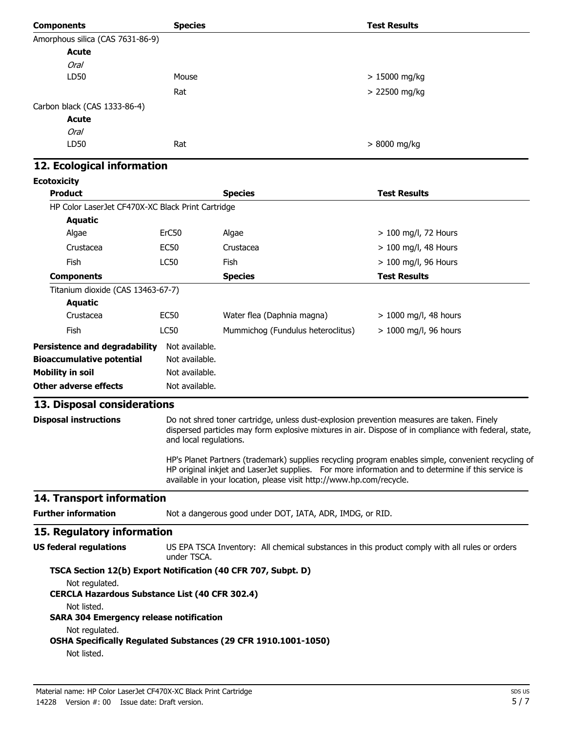| Components | Species | Test Results |
|---|---|---|
| Amorphous silica (CAS 7631-86-9) | | |
| **Acute** | | |
| *Oral* | | |
| LD50 | Mouse | > 15000 mg/kg |
| | Rat | > 22500 mg/kg |
| Carbon black (CAS 1333-86-4) | | |
| **Acute** | | |
| *Oral* | | |
| LD50 | Rat | > 8000 mg/kg |

## 12. Ecological information

**Ecotoxicity**

| Product | | Species | Test Results |
|---|---|---|---|
| HP Color LaserJet CF470X-XC Black Print Cartridge | | | |
| **Aquatic** | | | |
| Algae | ErC50 | Algae | > 100 mg/l, 72 Hours |
| Crustacea | EC50 | Crustacea | > 100 mg/l, 48 Hours |
| Fish | LC50 | Fish | > 100 mg/l, 96 Hours |
| **Components** | | **Species** | **Test Results** |
| Titanium dioxide (CAS 13463-67-7) | | | |
| **Aquatic** | | | |
| Crustacea | EC50 | Water flea (Daphnia magna) | > 1000 mg/l, 48 hours |
| Fish | LC50 | Mummichog (Fundulus heteroclitus) | > 1000 mg/l, 96 hours |

**Persistence and degradability** Not available.

**Bioaccumulative potential** Not available.

**Mobility in soil** Not available.

**Other adverse effects** Not available.

## 13. Disposal considerations

**Disposal instructions** Do not shred toner cartridge, unless dust-explosion prevention measures are taken. Finely dispersed particles may form explosive mixtures in air. Dispose of in compliance with federal, state, and local regulations.

HP's Planet Partners (trademark) supplies recycling program enables simple, convenient recycling of HP original inkjet and LaserJet supplies. For more information and to determine if this service is available in your location, please visit http://www.hp.com/recycle.

## 14. Transport information

**Further information** Not a dangerous good under DOT, IATA, ADR, IMDG, or RID.

## 15. Regulatory information

**US federal regulations** US EPA TSCA Inventory: All chemical substances in this product comply with all rules or orders under TSCA.

**TSCA Section 12(b) Export Notification (40 CFR 707, Subpt. D)**

Not regulated.

**CERCLA Hazardous Substance List (40 CFR 302.4)**

Not listed.

**SARA 304 Emergency release notification**

Not regulated.

**OSHA Specifically Regulated Substances (29 CFR 1910.1001-1050)**

Not listed.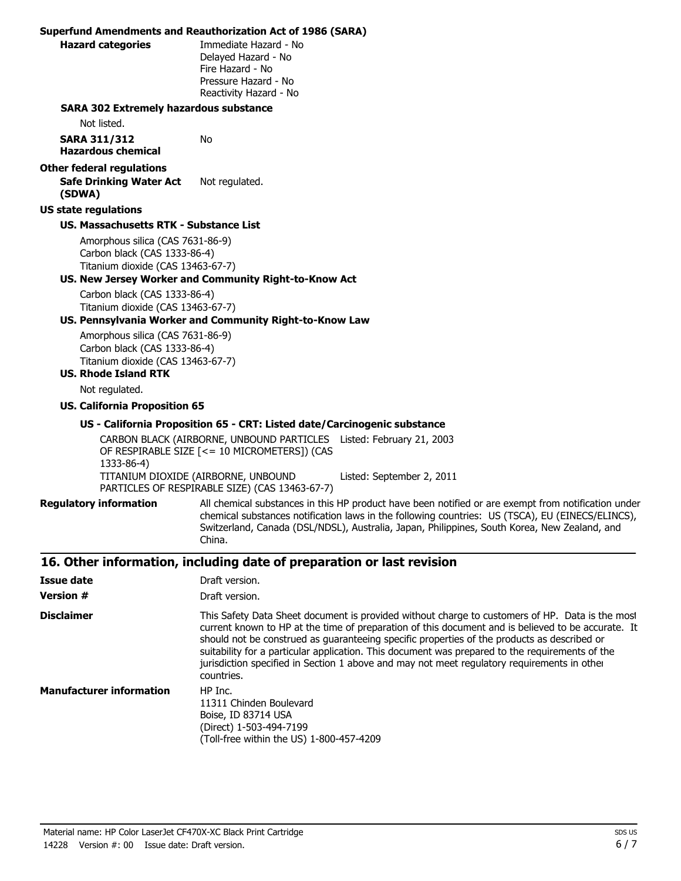**Superfund Amendments and Reauthorization Act of 1986 (SARA)**

**Hazard categories**
Immediate Hazard - No
Delayed Hazard - No
Fire Hazard - No
Pressure Hazard - No
Reactivity Hazard - No

**SARA 302 Extremely hazardous substance**

Not listed.

**SARA 311/312 Hazardous chemical** No

**Other federal regulations**

**Safe Drinking Water Act (SDWA)** Not regulated.

**US state regulations**

**US. Massachusetts RTK - Substance List**

Amorphous silica (CAS 7631-86-9)
Carbon black (CAS 1333-86-4)
Titanium dioxide (CAS 13463-67-7)

**US. New Jersey Worker and Community Right-to-Know Act**

Carbon black (CAS 1333-86-4)
Titanium dioxide (CAS 13463-67-7)

**US. Pennsylvania Worker and Community Right-to-Know Law**

Amorphous silica (CAS 7631-86-9)
Carbon black (CAS 1333-86-4)
Titanium dioxide (CAS 13463-67-7)

**US. Rhode Island RTK**

Not regulated.

**US. California Proposition 65**

**US - California Proposition 65 - CRT: Listed date/Carcinogenic substance**

| Substance | Listed date |
|---|---|
| CARBON BLACK (AIRBORNE, UNBOUND PARTICLES OF RESPIRABLE SIZE [<= 10 MICROMETERS]) (CAS 1333-86-4) | Listed: February 21, 2003 |
| TITANIUM DIOXIDE (AIRBORNE, UNBOUND PARTICLES OF RESPIRABLE SIZE) (CAS 13463-67-7) | Listed: September 2, 2011 |

**Regulatory information** All chemical substances in this HP product have been notified or are exempt from notification under chemical substances notification laws in the following countries: US (TSCA), EU (EINECS/ELINCS), Switzerland, Canada (DSL/NDSL), Australia, Japan, Philippines, South Korea, New Zealand, and China.

## 16. Other information, including date of preparation or last revision

**Issue date** Draft version.

**Version #** Draft version.

**Disclaimer** This Safety Data Sheet document is provided without charge to customers of HP. Data is the most current known to HP at the time of preparation of this document and is believed to be accurate. It should not be construed as guaranteeing specific properties of the products as described or suitability for a particular application. This document was prepared to the requirements of the jurisdiction specified in Section 1 above and may not meet regulatory requirements in other countries.

**Manufacturer information**
HP Inc.
11311 Chinden Boulevard
Boise, ID 83714 USA
(Direct) 1-503-494-7199
(Toll-free within the US) 1-800-457-4209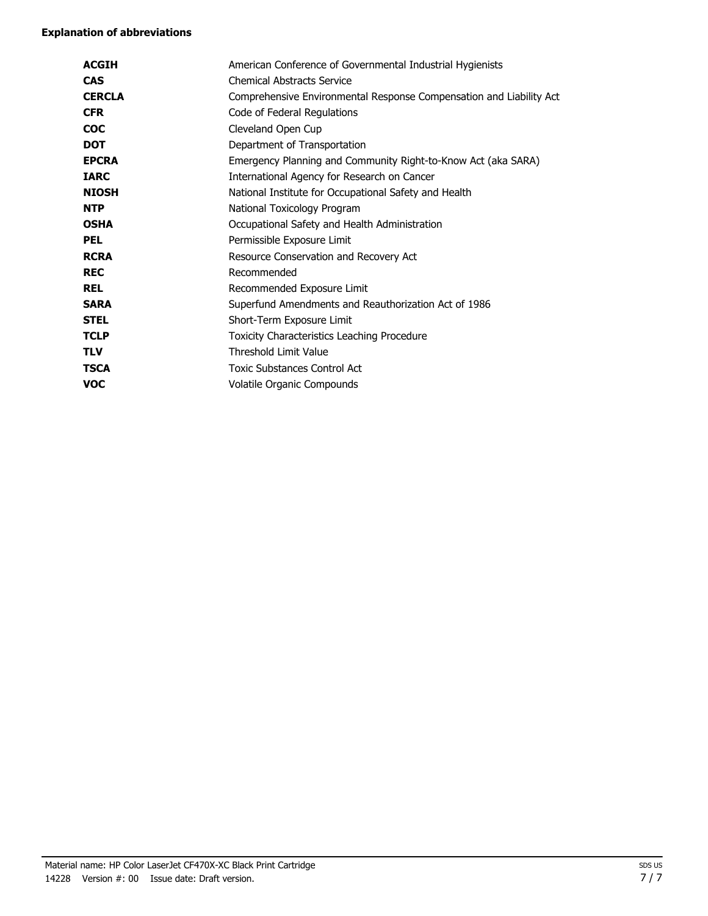**Explanation of abbreviations**

| | |
|---|---|
| **ACGIH** | American Conference of Governmental Industrial Hygienists |
| **CAS** | Chemical Abstracts Service |
| **CERCLA** | Comprehensive Environmental Response Compensation and Liability Act |
| **CFR** | Code of Federal Regulations |
| **COC** | Cleveland Open Cup |
| **DOT** | Department of Transportation |
| **EPCRA** | Emergency Planning and Community Right-to-Know Act (aka SARA) |
| **IARC** | International Agency for Research on Cancer |
| **NIOSH** | National Institute for Occupational Safety and Health |
| **NTP** | National Toxicology Program |
| **OSHA** | Occupational Safety and Health Administration |
| **PEL** | Permissible Exposure Limit |
| **RCRA** | Resource Conservation and Recovery Act |
| **REC** | Recommended |
| **REL** | Recommended Exposure Limit |
| **SARA** | Superfund Amendments and Reauthorization Act of 1986 |
| **STEL** | Short-Term Exposure Limit |
| **TCLP** | Toxicity Characteristics Leaching Procedure |
| **TLV** | Threshold Limit Value |
| **TSCA** | Toxic Substances Control Act |
| **VOC** | Volatile Organic Compounds |